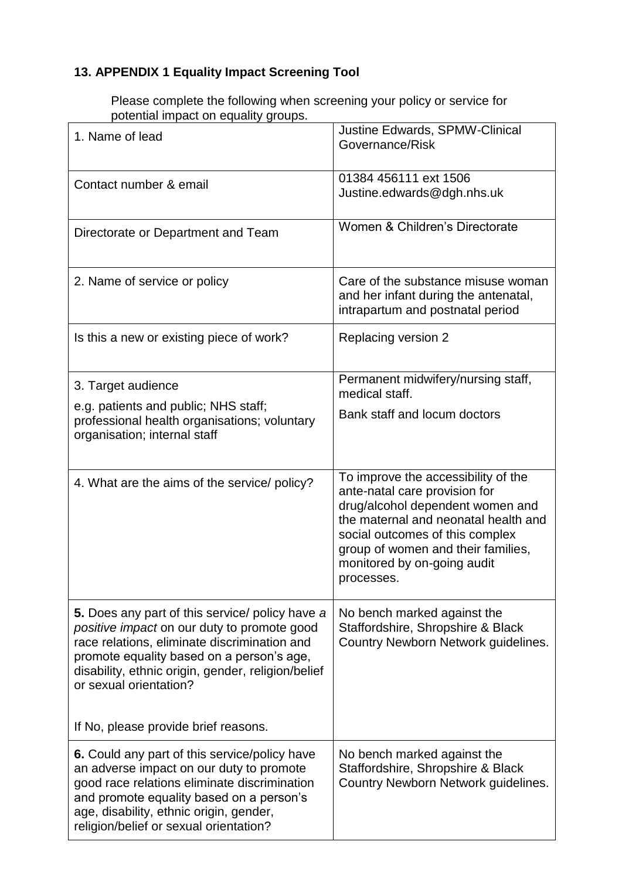## 13. APPENDIX 1 Equality Impact Screening Tool

Please complete the following when screening your policy or service for potential impact on equality groups.

| | |
|---|---|
| 1. Name of lead | Justine Edwards, SPMW-Clinical Governance/Risk |
| Contact number & email | 01384 456111 ext 1506<br>Justine.edwards@dgh.nhs.uk |
| Directorate or Department and Team | Women & Children's Directorate |
| 2. Name of service or policy | Care of the substance misuse woman and her infant during the antenatal, intrapartum and postnatal period |
| Is this a new or existing piece of work? | Replacing version 2 |
| 3. Target audience<br>e.g. patients and public; NHS staff; professional health organisations; voluntary organisation; internal staff | Permanent midwifery/nursing staff, medical staff.<br>Bank staff and locum doctors |
| 4. What are the aims of the service/ policy? | To improve the accessibility of the ante-natal care provision for drug/alcohol dependent women and the maternal and neonatal health and social outcomes of this complex group of women and their families, monitored by on-going audit processes. |
| **5.** Does any part of this service/ policy have *a positive impact* on our duty to promote good race relations, eliminate discrimination and promote equality based on a person's age, disability, ethnic origin, gender, religion/belief or sexual orientation?<br><br>If No, please provide brief reasons. | No bench marked against the Staffordshire, Shropshire & Black Country Newborn Network guidelines. |
| **6.** Could any part of this service/policy have an adverse impact on our duty to promote good race relations eliminate discrimination and promote equality based on a person's age, disability, ethnic origin, gender, religion/belief or sexual orientation? | No bench marked against the Staffordshire, Shropshire & Black Country Newborn Network guidelines. |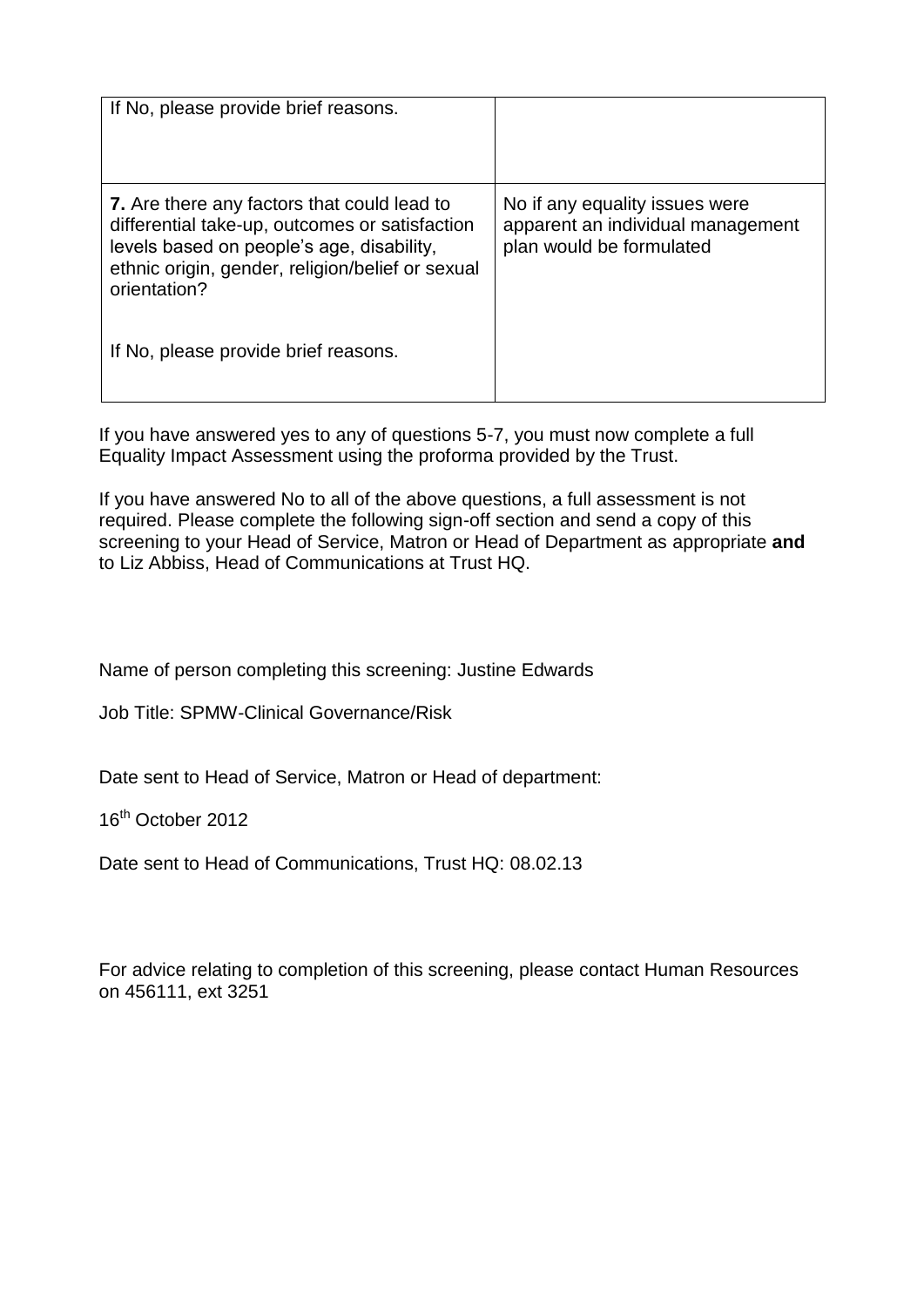| | |
|---|---|
| If No, please provide brief reasons. | |
| **7.** Are there any factors that could lead to differential take-up, outcomes or satisfaction levels based on people's age, disability, ethnic origin, gender, religion/belief or sexual orientation?<br><br>If No, please provide brief reasons. | No if any equality issues were apparent an individual management plan would be formulated |

If you have answered yes to any of questions 5-7, you must now complete a full Equality Impact Assessment using the proforma provided by the Trust.

If you have answered No to all of the above questions, a full assessment is not required. Please complete the following sign-off section and send a copy of this screening to your Head of Service, Matron or Head of Department as appropriate **and** to Liz Abbiss, Head of Communications at Trust HQ.

Name of person completing this screening: Justine Edwards

Job Title: SPMW-Clinical Governance/Risk

Date sent to Head of Service, Matron or Head of department:

16th October 2012

Date sent to Head of Communications, Trust HQ: 08.02.13

For advice relating to completion of this screening, please contact Human Resources on 456111, ext 3251